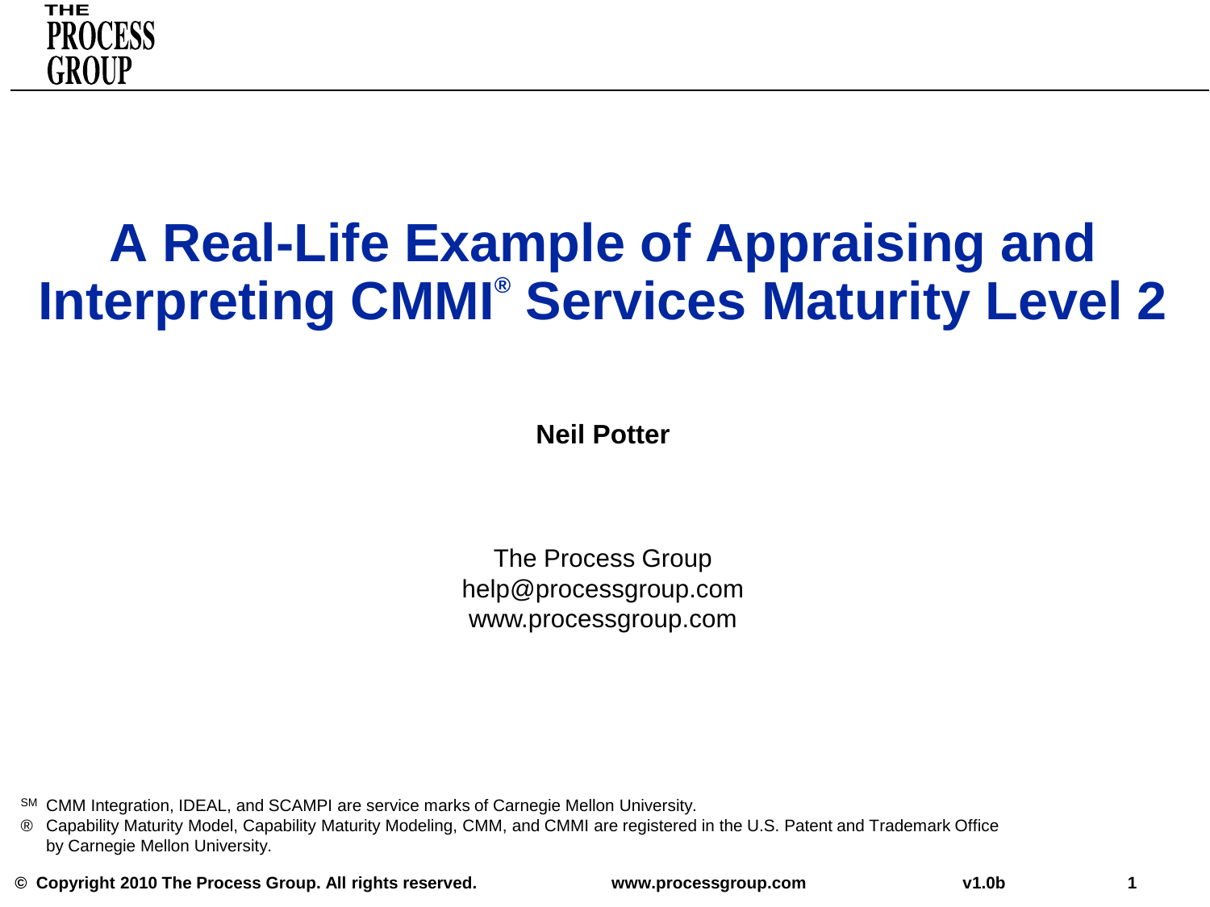THE PROCESS GROUP

# A Real-Life Example of Appraising and Interpreting CMMI® Services Maturity Level 2

**Neil Potter**

The Process Group
help@processgroup.com
www.processgroup.com

SM CMM Integration, IDEAL, and SCAMPI are service marks of Carnegie Mellon University.

® Capability Maturity Model, Capability Maturity Modeling, CMM, and CMMI are registered in the U.S. Patent and Trademark Office by Carnegie Mellon University.

**© Copyright 2010 The Process Group. All rights reserved.** **www.processgroup.com** **v1.0b**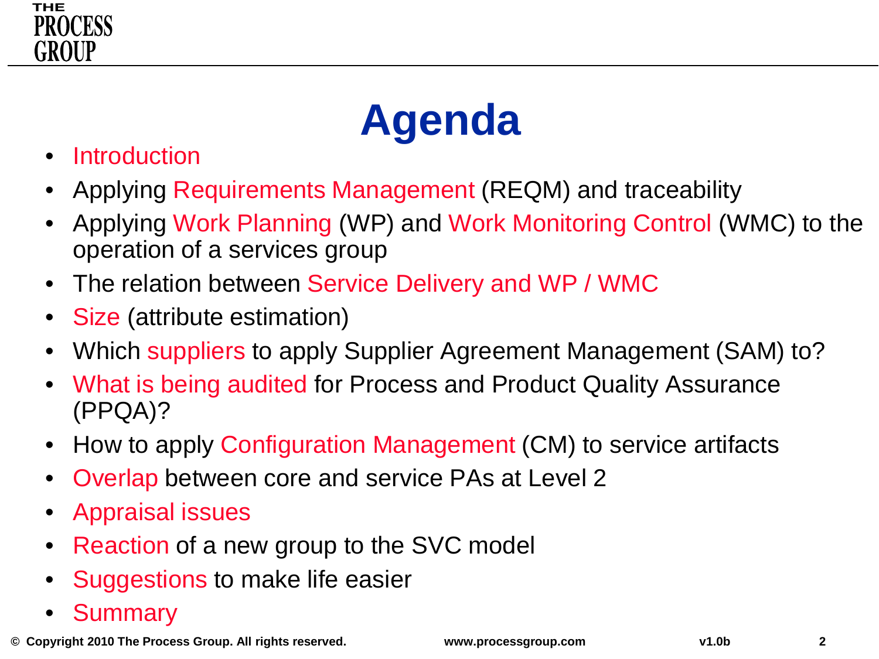# Agenda

- Introduction
- Applying Requirements Management (REQM) and traceability
- Applying Work Planning (WP) and Work Monitoring Control (WMC) to the operation of a services group
- The relation between Service Delivery and WP / WMC
- Size (attribute estimation)
- Which suppliers to apply Supplier Agreement Management (SAM) to?
- What is being audited for Process and Product Quality Assurance (PPQA)?
- How to apply Configuration Management (CM) to service artifacts
- Overlap between core and service PAs at Level 2
- Appraisal issues
- Reaction of a new group to the SVC model
- Suggestions to make life easier
- Summary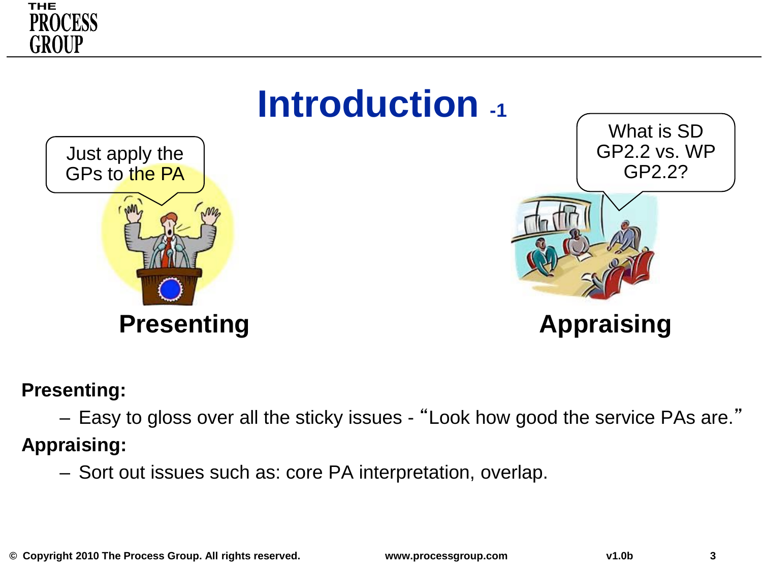# Introduction -1

Just apply the GPs to the PA

What is SD GP2.2 vs. WP GP2.2?

**Presenting** **Appraising**

**Presenting:**

– Easy to gloss over all the sticky issues - "Look how good the service PAs are."

**Appraising:**

– Sort out issues such as: core PA interpretation, overlap.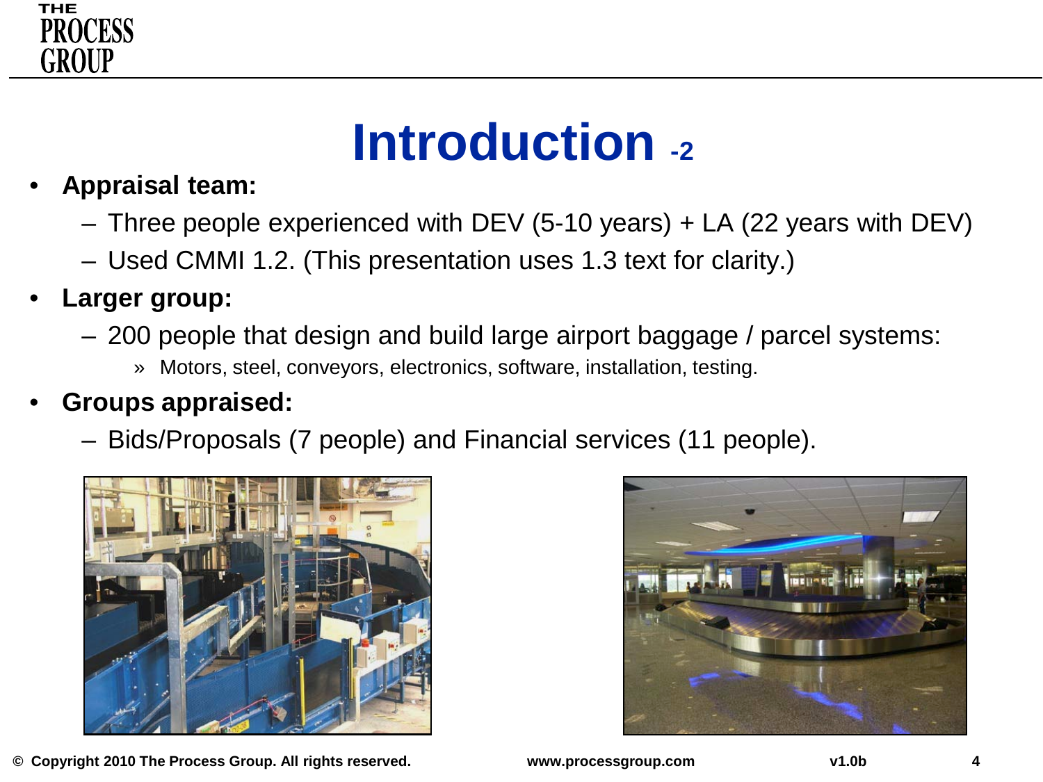# Introduction -2

- **Appraisal team:**
  - Three people experienced with DEV (5-10 years) + LA (22 years with DEV)
  - Used CMMI 1.2. (This presentation uses 1.3 text for clarity.)
- **Larger group:**
  - 200 people that design and build large airport baggage / parcel systems:
    - Motors, steel, conveyors, electronics, software, installation, testing.
- **Groups appraised:**
  - Bids/Proposals (7 people) and Financial services (11 people).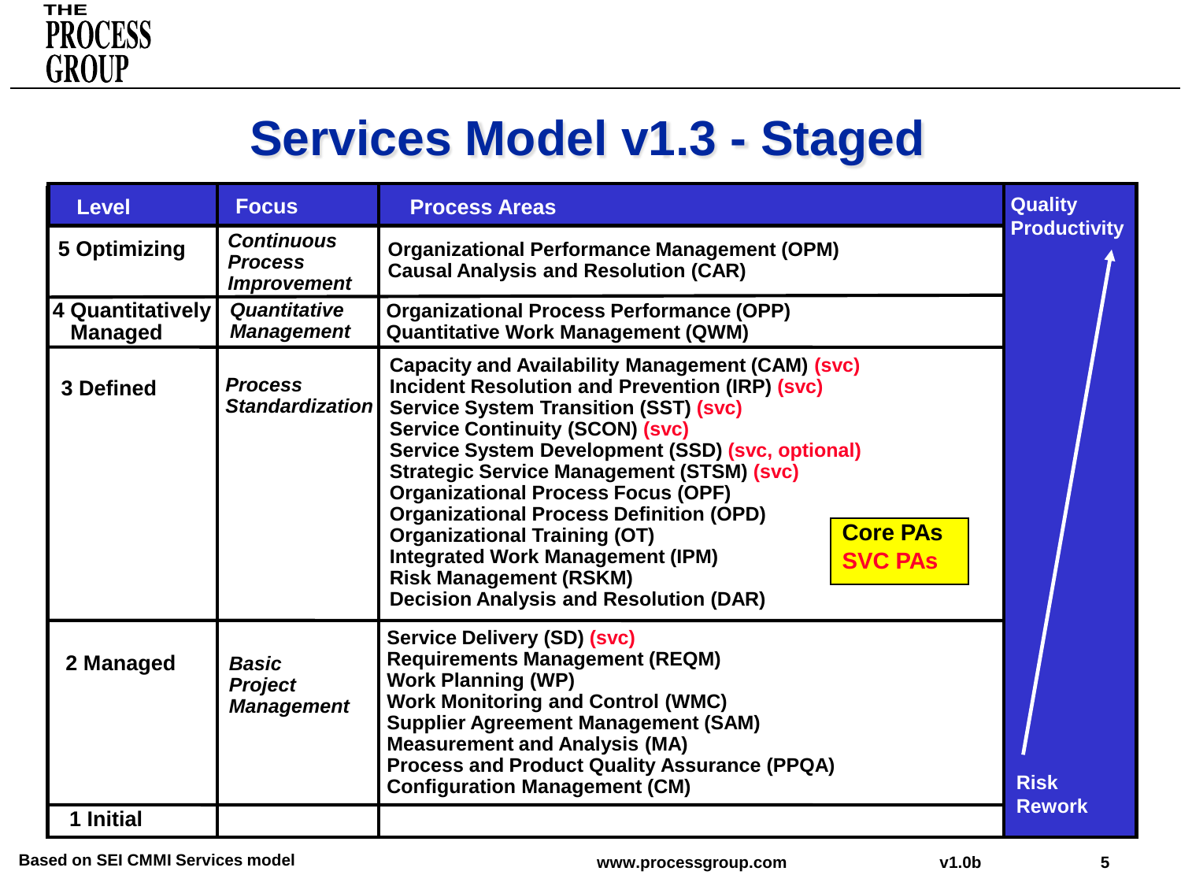# Services Model v1.3 - Staged

| Level | Focus | Process Areas | Quality / Productivity ↑ Risk / Rework |
|---|---|---|---|
| 5 Optimizing | *Continuous Process Improvement* | Organizational Performance Management (OPM)<br>Causal Analysis and Resolution (CAR) | |
| 4 Quantitatively Managed | *Quantitative Management* | Organizational Process Performance (OPP)<br>Quantitative Work Management (QWM) | |
| 3 Defined | *Process Standardization* | Capacity and Availability Management (CAM) (svc)<br>Incident Resolution and Prevention (IRP) (svc)<br>Service System Transition (SST) (svc)<br>Service Continuity (SCON) (svc)<br>Service System Development (SSD) (svc, optional)<br>Strategic Service Management (STSM) (svc)<br>Organizational Process Focus (OPF)<br>Organizational Process Definition (OPD)<br>Organizational Training (OT)<br>Integrated Work Management (IPM)<br>Risk Management (RSKM)<br>Decision Analysis and Resolution (DAR) | |
| 2 Managed | *Basic Project Management* | Service Delivery (SD) (svc)<br>Requirements Management (REQM)<br>Work Planning (WP)<br>Work Monitoring and Control (WMC)<br>Supplier Agreement Management (SAM)<br>Measurement and Analysis (MA)<br>Process and Product Quality Assurance (PPQA)<br>Configuration Management (CM) | |
| 1 Initial | | | |

Legend: Core PAs / SVC PAs

Based on SEI CMMI Services model

www.processgroup.com v1.0b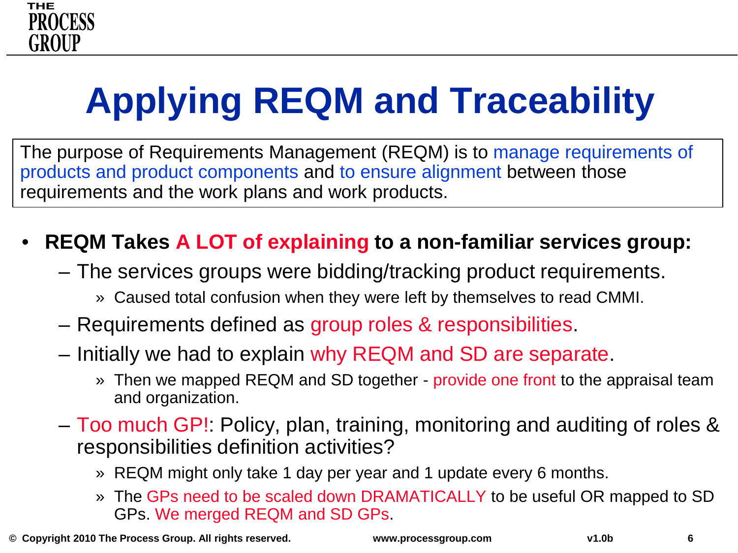# Applying REQM and Traceability

The purpose of Requirements Management (REQM) is to manage requirements of products and product components and to ensure alignment between those requirements and the work plans and work products.

- **REQM Takes A LOT of explaining to a non-familiar services group:**
  - The services groups were bidding/tracking product requirements.
    - Caused total confusion when they were left by themselves to read CMMI.
  - Requirements defined as group roles & responsibilities.
  - Initially we had to explain why REQM and SD are separate.
    - Then we mapped REQM and SD together - provide one front to the appraisal team and organization.
  - Too much GP!: Policy, plan, training, monitoring and auditing of roles & responsibilities definition activities?
    - REQM might only take 1 day per year and 1 update every 6 months.
    - The GPs need to be scaled down DRAMATICALLY to be useful OR mapped to SD GPs. We merged REQM and SD GPs.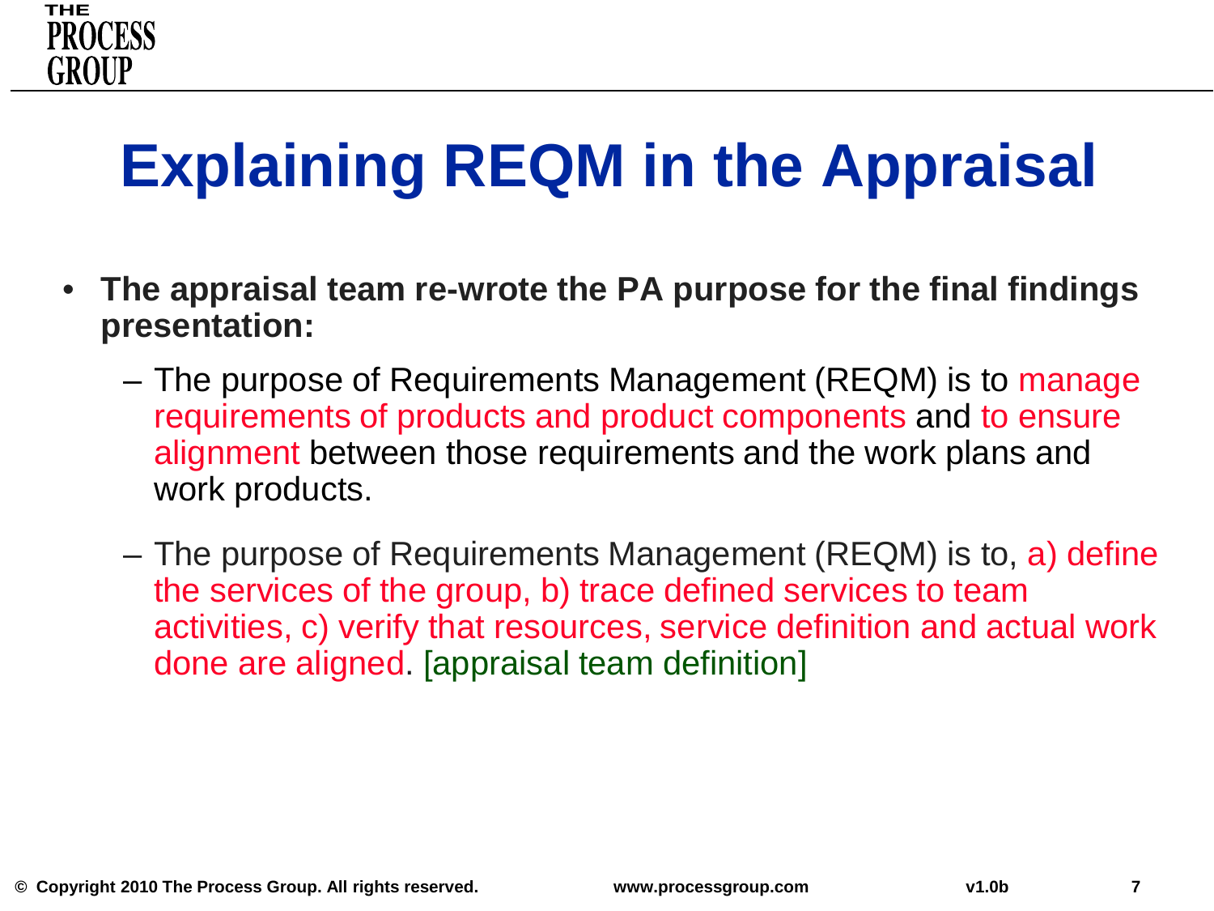# Explaining REQM in the Appraisal

- **The appraisal team re-wrote the PA purpose for the final findings presentation:**
  - The purpose of Requirements Management (REQM) is to manage requirements of products and product components and to ensure alignment between those requirements and the work plans and work products.
  - The purpose of Requirements Management (REQM) is to, a) define the services of the group, b) trace defined services to team activities, c) verify that resources, service definition and actual work done are aligned. [appraisal team definition]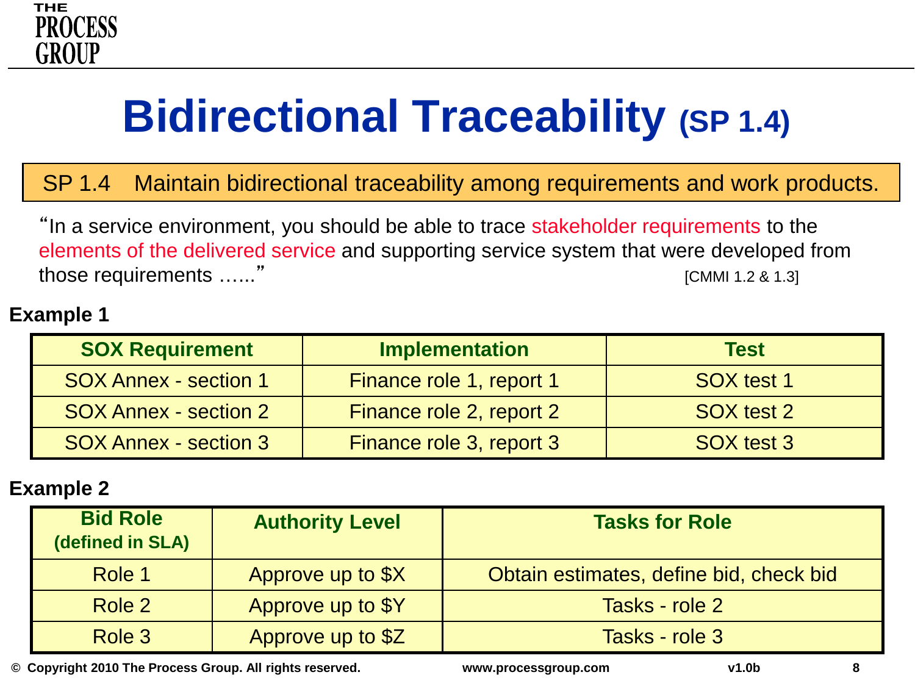# Bidirectional Traceability (SP 1.4)

SP 1.4 Maintain bidirectional traceability among requirements and work products.

"In a service environment, you should be able to trace stakeholder requirements to the elements of the delivered service and supporting service system that were developed from those requirements ......" [CMMI 1.2 & 1.3]

**Example 1**

| SOX Requirement | Implementation | Test |
|---|---|---|
| SOX Annex - section 1 | Finance role 1, report 1 | SOX test 1 |
| SOX Annex - section 2 | Finance role 2, report 2 | SOX test 2 |
| SOX Annex - section 3 | Finance role 3, report 3 | SOX test 3 |

**Example 2**

| Bid Role (defined in SLA) | Authority Level | Tasks for Role |
|---|---|---|
| Role 1 | Approve up to $X | Obtain estimates, define bid, check bid |
| Role 2 | Approve up to $Y | Tasks - role 2 |
| Role 3 | Approve up to $Z | Tasks - role 3 |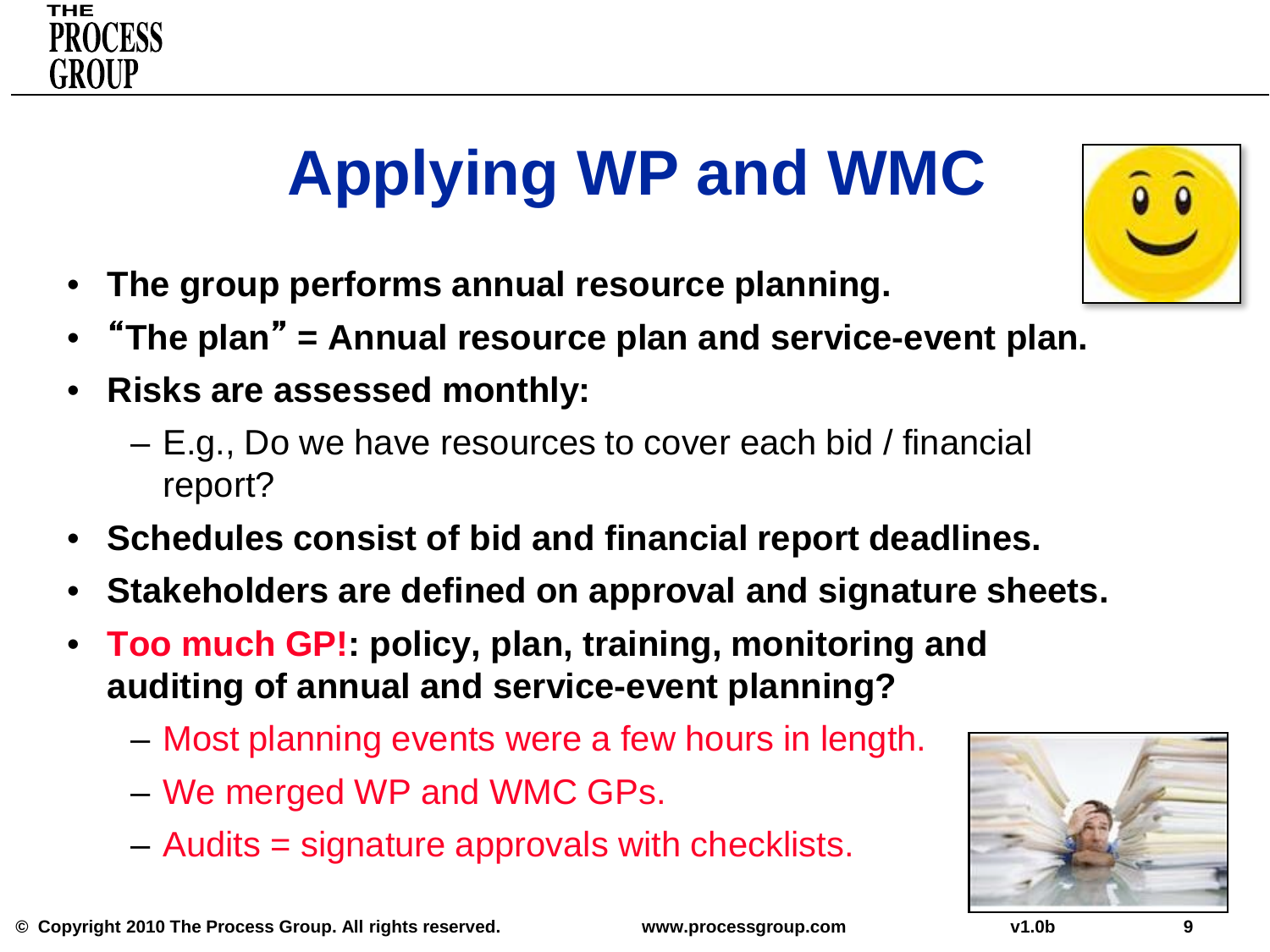# Applying WP and WMC

- **The group performs annual resource planning.**
- **"The plan" = Annual resource plan and service-event plan.**
- **Risks are assessed monthly:**
  - E.g., Do we have resources to cover each bid / financial report?
- **Schedules consist of bid and financial report deadlines.**
- **Stakeholders are defined on approval and signature sheets.**
- **Too much GP!: policy, plan, training, monitoring and auditing of annual and service-event planning?**
  - Most planning events were a few hours in length.
  - We merged WP and WMC GPs.
  - Audits = signature approvals with checklists.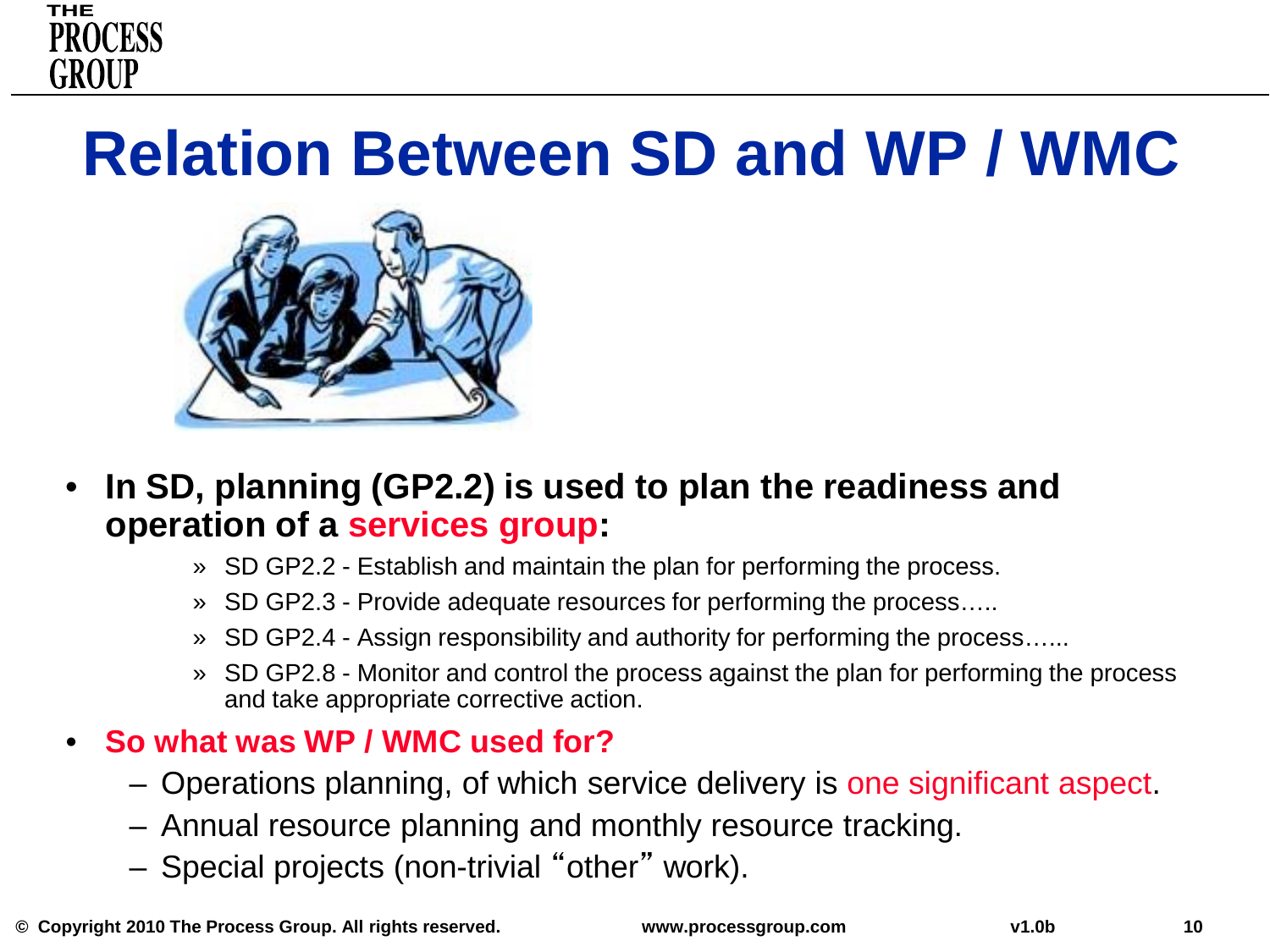# Relation Between SD and WP / WMC

- **In SD, planning (GP2.2) is used to plan the readiness and operation of a services group:**
  - » SD GP2.2 - Establish and maintain the plan for performing the process.
  - » SD GP2.3 - Provide adequate resources for performing the process…..
  - » SD GP2.4 - Assign responsibility and authority for performing the process…...
  - » SD GP2.8 - Monitor and control the process against the plan for performing the process and take appropriate corrective action.
- **So what was WP / WMC used for?**
  - Operations planning, of which service delivery is one significant aspect.
  - Annual resource planning and monthly resource tracking.
  - Special projects (non-trivial "other" work).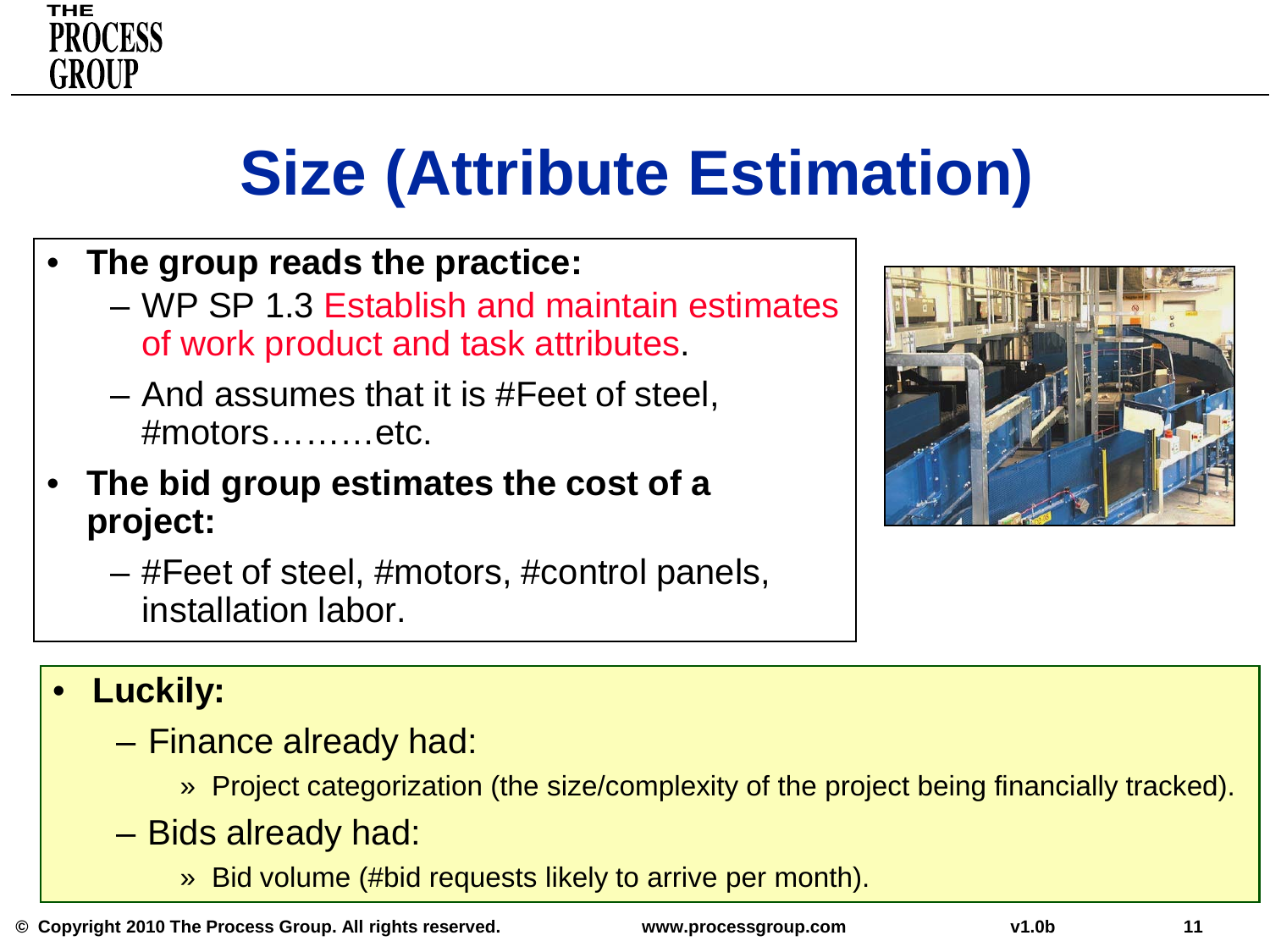# Size (Attribute Estimation)

- **The group reads the practice:**
  - WP SP 1.3 Establish and maintain estimates of work product and task attributes.
  - And assumes that it is #Feet of steel, #motors………etc.
- **The bid group estimates the cost of a project:**
  - #Feet of steel, #motors, #control panels, installation labor.

- **Luckily:**
  - Finance already had:
    - » Project categorization (the size/complexity of the project being financially tracked).
  - Bids already had:
    - » Bid volume (#bid requests likely to arrive per month).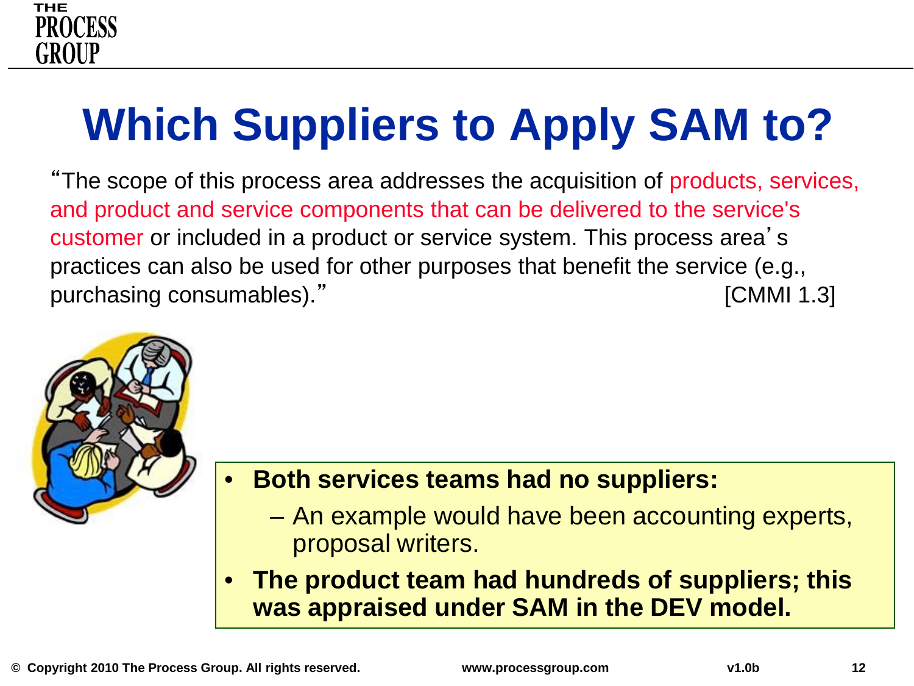# Which Suppliers to Apply SAM to?

"The scope of this process area addresses the acquisition of products, services, and product and service components that can be delivered to the service's customer or included in a product or service system. This process area's practices can also be used for other purposes that benefit the service (e.g., purchasing consumables)." [CMMI 1.3]

- **Both services teams had no suppliers:**
  - An example would have been accounting experts, proposal writers.
- **The product team had hundreds of suppliers; this was appraised under SAM in the DEV model.**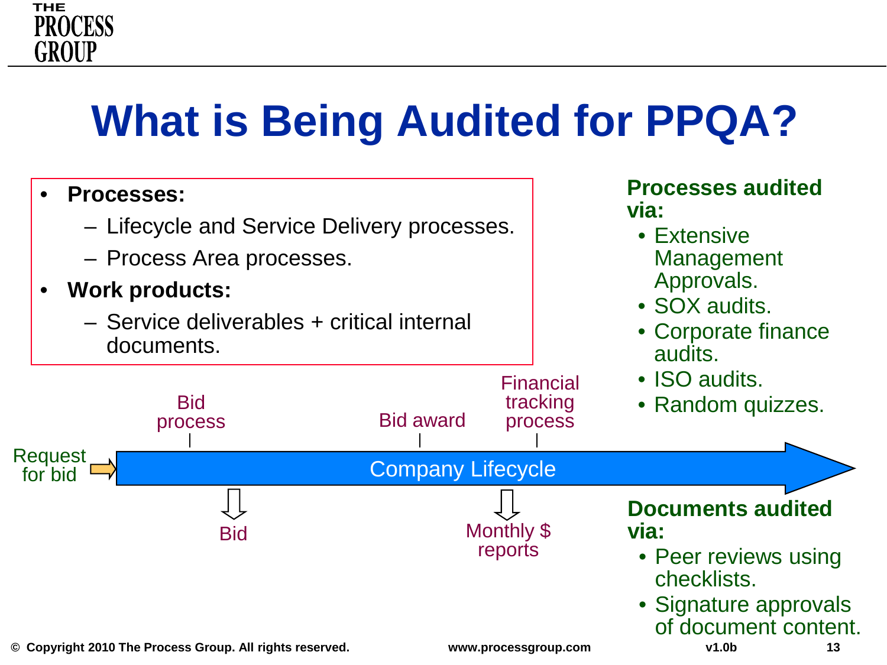# What is Being Audited for PPQA?

- **Processes:**
  - Lifecycle and Service Delivery processes.
  - Process Area processes.
- **Work products:**
  - Service deliverables + critical internal documents.

**Processes audited via:**

- Extensive Management Approvals.
- SOX audits.
- Corporate finance audits.
- ISO audits.
- Random quizzes.

Request for bid → Company Lifecycle

- Bid process → Bid
- Bid award
- Financial tracking process → Monthly $ reports

**Documents audited via:**

- Peer reviews using checklists.
- Signature approvals of document content.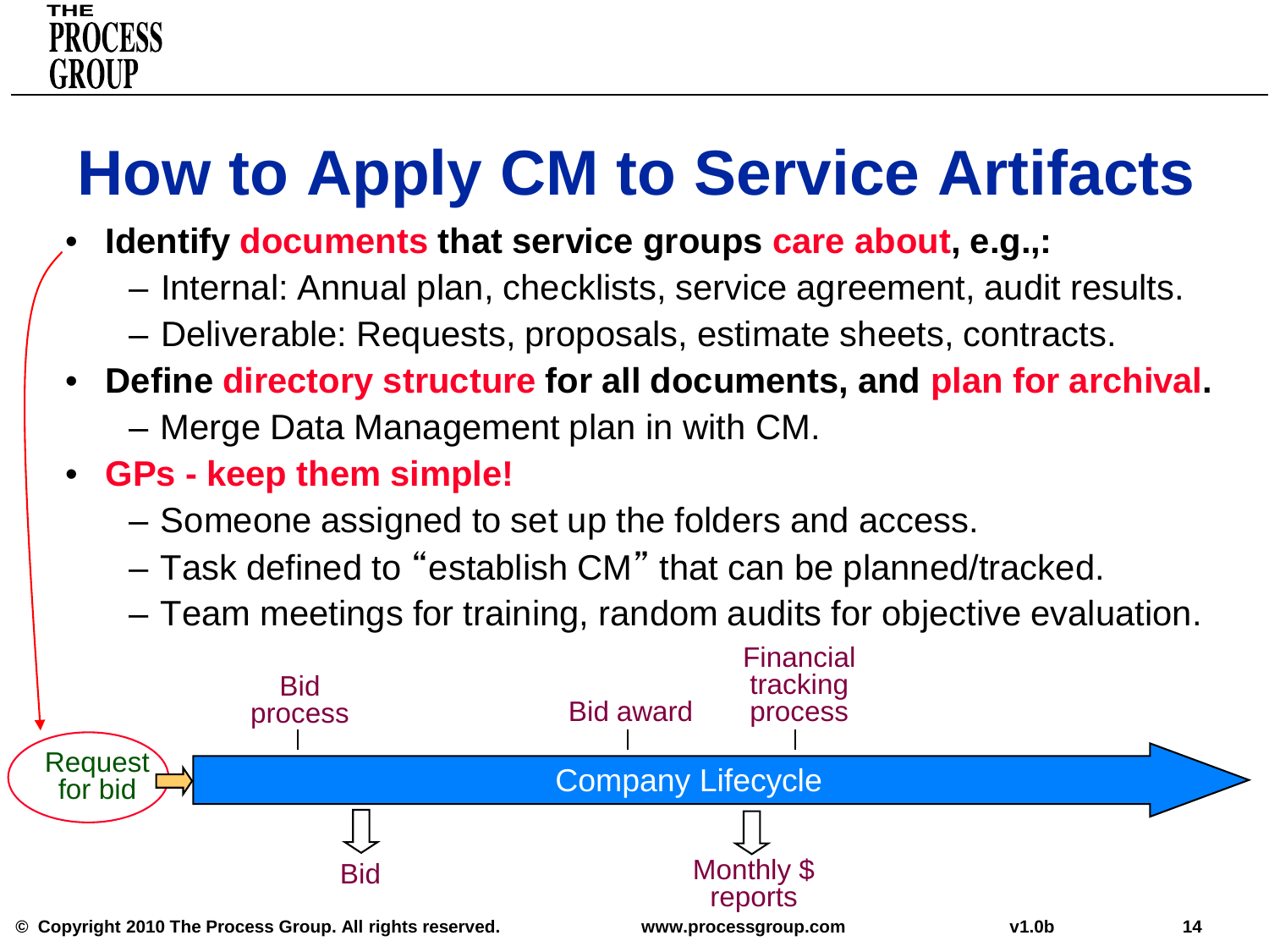# How to Apply CM to Service Artifacts

- **Identify documents that service groups care about, e.g.,:**
  - Internal: Annual plan, checklists, service agreement, audit results.
  - Deliverable: Requests, proposals, estimate sheets, contracts.
- **Define directory structure for all documents, and plan for archival.**
  - Merge Data Management plan in with CM.
- **GPs - keep them simple!**
  - Someone assigned to set up the folders and access.
  - Task defined to "establish CM" that can be planned/tracked.
  - Team meetings for training, random audits for objective evaluation.

Request for bid → Company Lifecycle

Bid process → Bid

Bid award

Financial tracking process → Monthly $ reports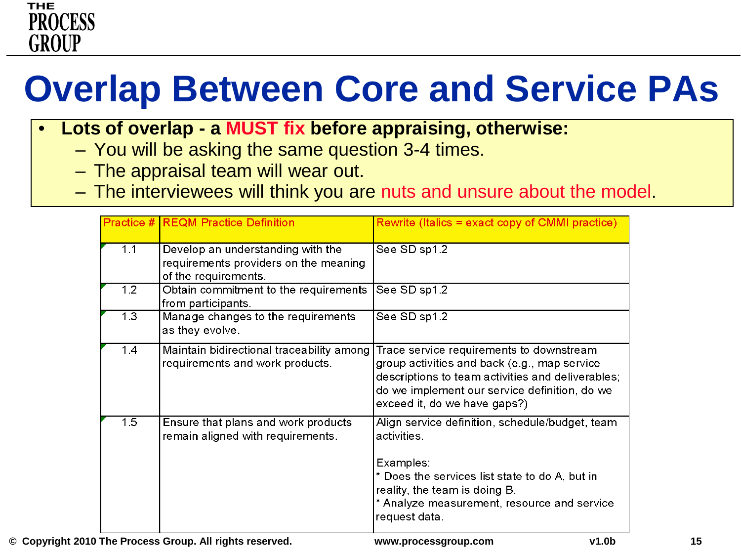# Overlap Between Core and Service PAs

- **Lots of overlap - a MUST fix before appraising, otherwise:**
  - You will be asking the same question 3-4 times.
  - The appraisal team will wear out.
  - The interviewees will think you are nuts and unsure about the model.

| Practice # | REQM Practice Definition | Rewrite (Italics = exact copy of CMMI practice) |
|---|---|---|
| 1.1 | Develop an understanding with the requirements providers on the meaning of the requirements. | See SD sp1.2 |
| 1.2 | Obtain commitment to the requirements from participants. | See SD sp1.2 |
| 1.3 | Manage changes to the requirements as they evolve. | See SD sp1.2 |
| 1.4 | Maintain bidirectional traceability among requirements and work products. | Trace service requirements to downstream group activities and back (e.g., map service descriptions to team activities and deliverables; do we implement our service definition, do we exceed it, do we have gaps?) |
| 1.5 | Ensure that plans and work products remain aligned with requirements. | Align service definition, schedule/budget, team activities.<br><br>Examples:<br>* Does the services list state to do A, but in reality, the team is doing B.<br>* Analyze measurement, resource and service request data. |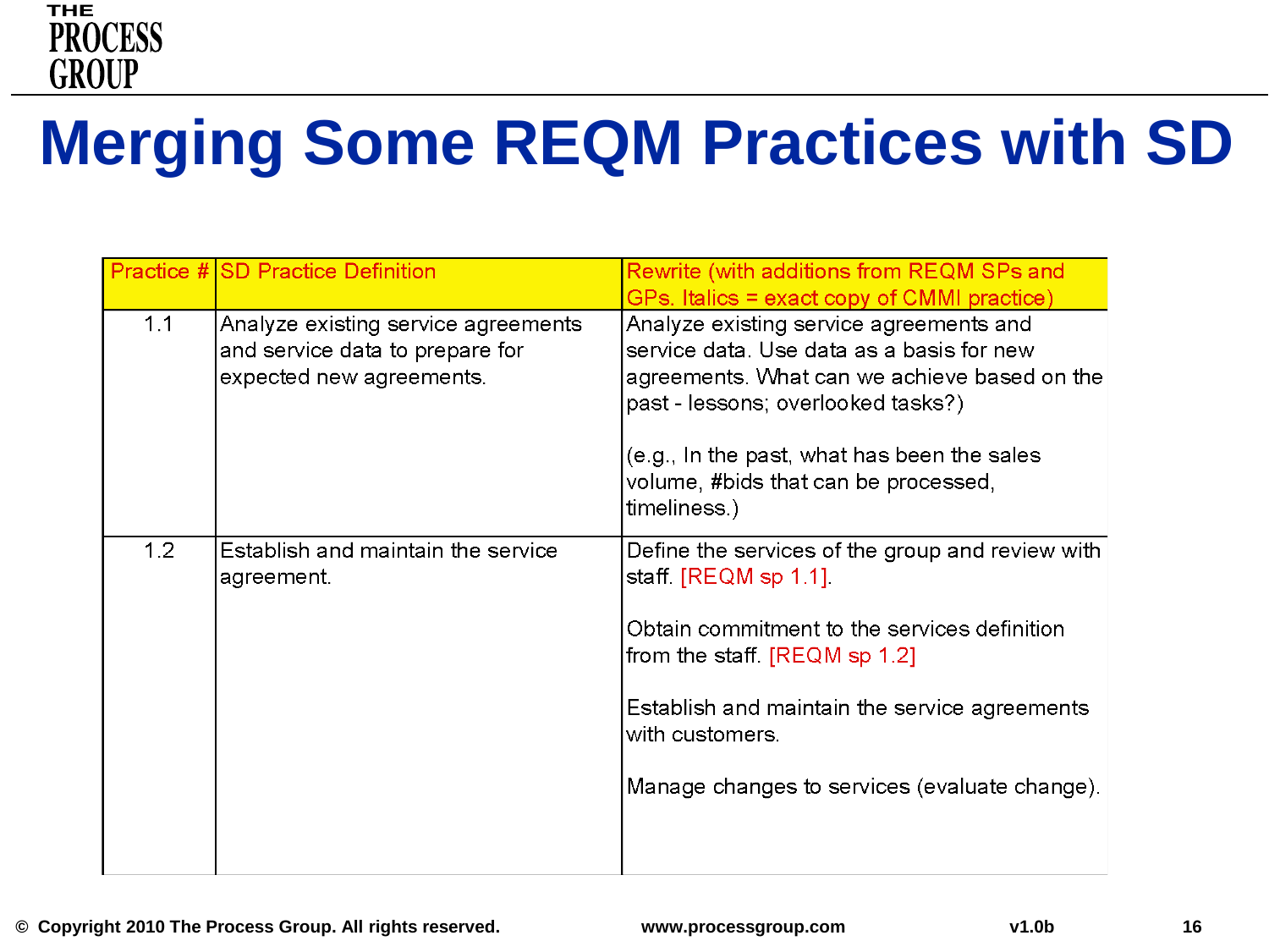# Merging Some REQM Practices with SD

| Practice # | SD Practice Definition | Rewrite (with additions from REQM SPs and GPs. Italics = exact copy of CMMI practice) |
|---|---|---|
| 1.1 | Analyze existing service agreements and service data to prepare for expected new agreements. | Analyze existing service agreements and service data. Use data as a basis for new agreements. What can we achieve based on the past - lessons; overlooked tasks?)<br><br>(e.g., In the past, what has been the sales volume, #bids that can be processed, timeliness.) |
| 1.2 | Establish and maintain the service agreement. | Define the services of the group and review with staff. [REQM sp 1.1].<br><br>Obtain commitment to the services definition from the staff. [REQM sp 1.2]<br><br>Establish and maintain the service agreements with customers.<br><br>Manage changes to services (evaluate change). |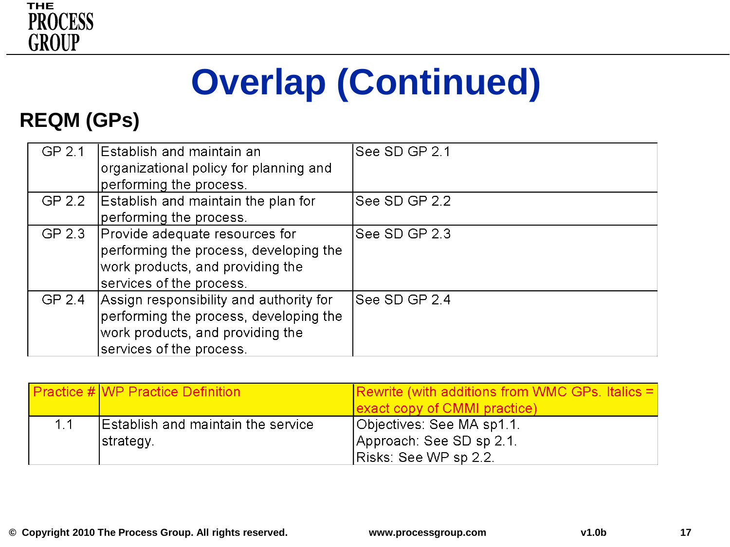# Overlap (Continued)

## REQM (GPs)

| | | |
|---|---|---|
| GP 2.1 | Establish and maintain an organizational policy for planning and performing the process. | See SD GP 2.1 |
| GP 2.2 | Establish and maintain the plan for performing the process. | See SD GP 2.2 |
| GP 2.3 | Provide adequate resources for performing the process, developing the work products, and providing the services of the process. | See SD GP 2.3 |
| GP 2.4 | Assign responsibility and authority for performing the process, developing the work products, and providing the services of the process. | See SD GP 2.4 |

| Practice # | WP Practice Definition | Rewrite (with additions from WMC GPs. Italics = exact copy of CMMI practice) |
|---|---|---|
| 1.1 | Establish and maintain the service strategy. | Objectives: See MA sp1.1.<br>Approach: See SD sp 2.1.<br>Risks: See WP sp 2.2. |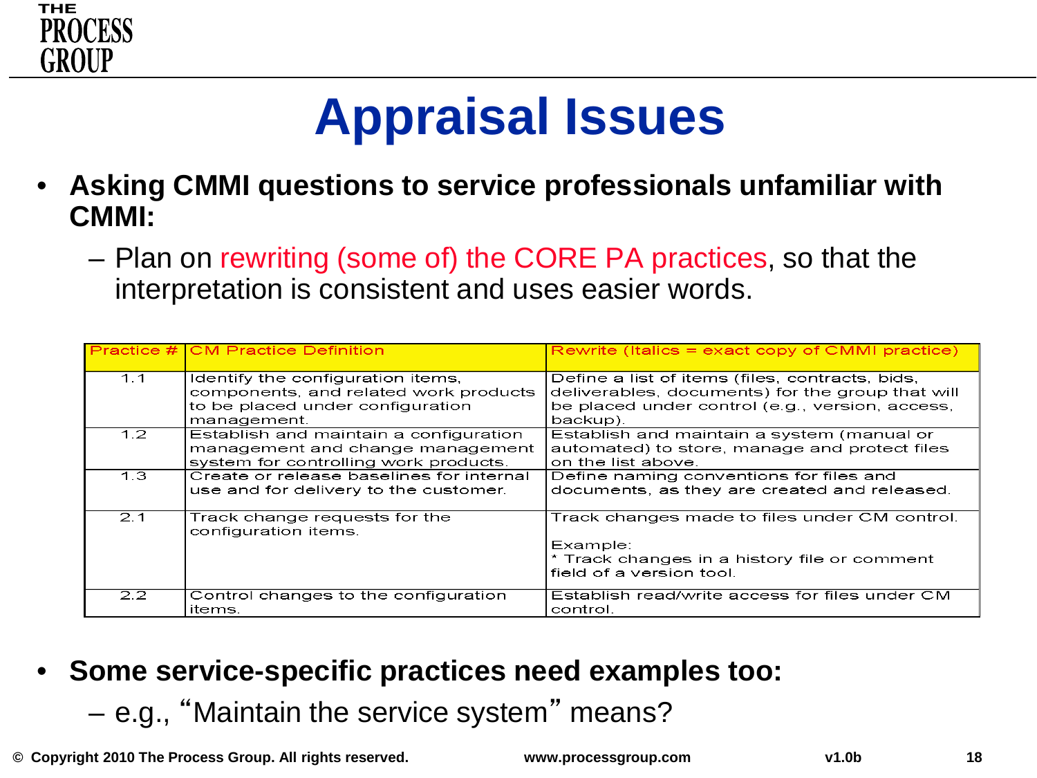# Appraisal Issues

- **Asking CMMI questions to service professionals unfamiliar with CMMI:**
  - Plan on rewriting (some of) the CORE PA practices, so that the interpretation is consistent and uses easier words.

| Practice # | CM Practice Definition | Rewrite (Italics = exact copy of CMMI practice) |
|---|---|---|
| 1.1 | Identify the configuration items, components, and related work products to be placed under configuration management. | Define a list of items (files, contracts, bids, deliverables, documents) for the group that will be placed under control (e.g., version, access, backup). |
| 1.2 | Establish and maintain a configuration management and change management system for controlling work products. | Establish and maintain a system (manual or automated) to store, manage and protect files on the list above. |
| 1.3 | Create or release baselines for internal use and for delivery to the customer. | Define naming conventions for files and documents, as they are created and released. |
| 2.1 | Track change requests for the configuration items. | Track changes made to files under CM control.<br><br>Example:<br>* Track changes in a history file or comment field of a version tool. |
| 2.2 | Control changes to the configuration items. | Establish read/write access for files under CM control. |

- **Some service-specific practices need examples too:**
  - e.g., "Maintain the service system" means?

© Copyright 2010 The Process Group. All rights reserved. www.processgroup.com v1.0b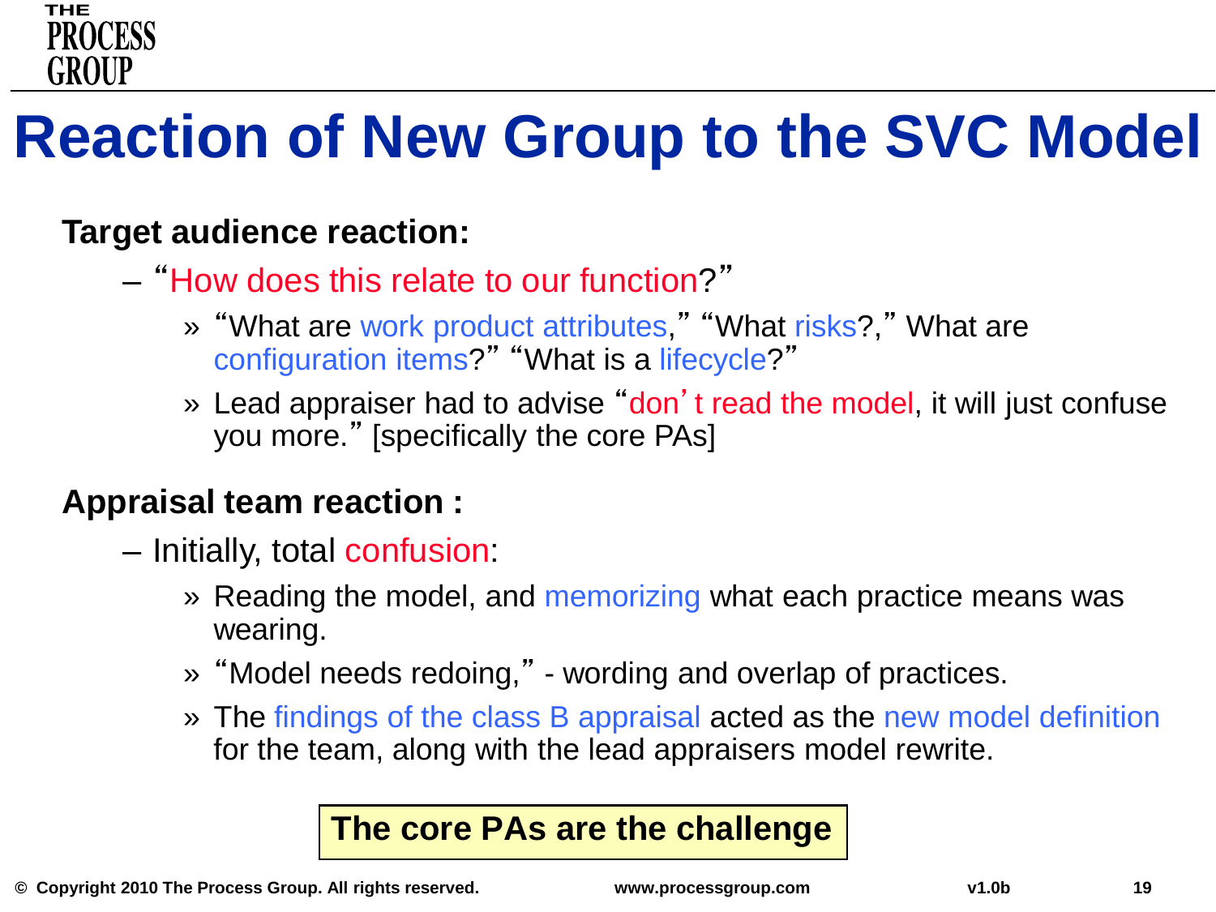# Reaction of New Group to the SVC Model

**Target audience reaction:**

- "How does this relate to our function?"
  - "What are work product attributes," "What risks?," What are configuration items?" "What is a lifecycle?"
  - Lead appraiser had to advise "don't read the model, it will just confuse you more." [specifically the core PAs]

**Appraisal team reaction :**

- Initially, total confusion:
  - Reading the model, and memorizing what each practice means was wearing.
  - "Model needs redoing," - wording and overlap of practices.
  - The findings of the class B appraisal acted as the new model definition for the team, along with the lead appraisers model rewrite.

**The core PAs are the challenge**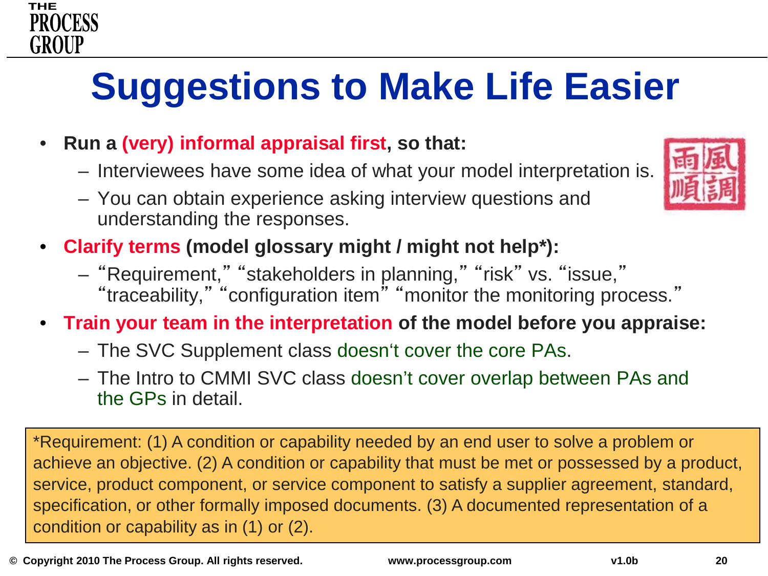# Suggestions to Make Life Easier

- **Run a (very) informal appraisal first, so that:**
  - Interviewees have some idea of what your model interpretation is.
  - You can obtain experience asking interview questions and understanding the responses.
- **Clarify terms (model glossary might / might not help*):**
  - "Requirement," "stakeholders in planning," "risk" vs. "issue," "traceability," "configuration item" "monitor the monitoring process."
- **Train your team in the interpretation of the model before you appraise:**
  - The SVC Supplement class doesn't cover the core PAs.
  - The Intro to CMMI SVC class doesn't cover overlap between PAs and the GPs in detail.

*Requirement: (1) A condition or capability needed by an end user to solve a problem or achieve an objective. (2) A condition or capability that must be met or possessed by a product, service, product component, or service component to satisfy a supplier agreement, standard, specification, or other formally imposed documents. (3) A documented representation of a condition or capability as in (1) or (2).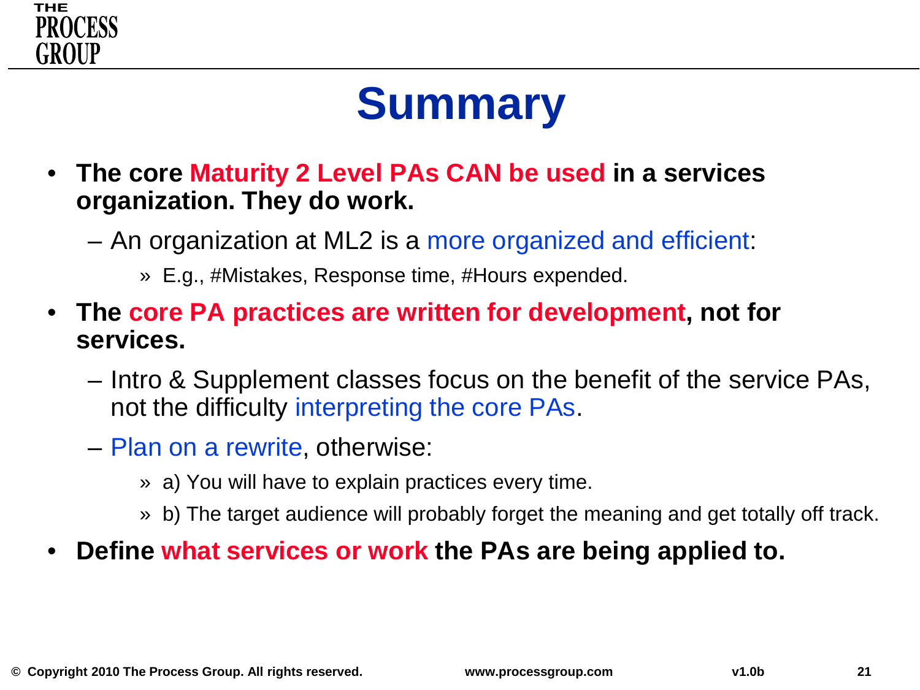# Summary

- **The core Maturity 2 Level PAs CAN be used in a services organization. They do work.**
  - An organization at ML2 is a more organized and efficient:
    - E.g., #Mistakes, Response time, #Hours expended.
- **The core PA practices are written for development, not for services.**
  - Intro & Supplement classes focus on the benefit of the service PAs, not the difficulty interpreting the core PAs.
  - Plan on a rewrite, otherwise:
    - a) You will have to explain practices every time.
    - b) The target audience will probably forget the meaning and get totally off track.
- **Define what services or work the PAs are being applied to.**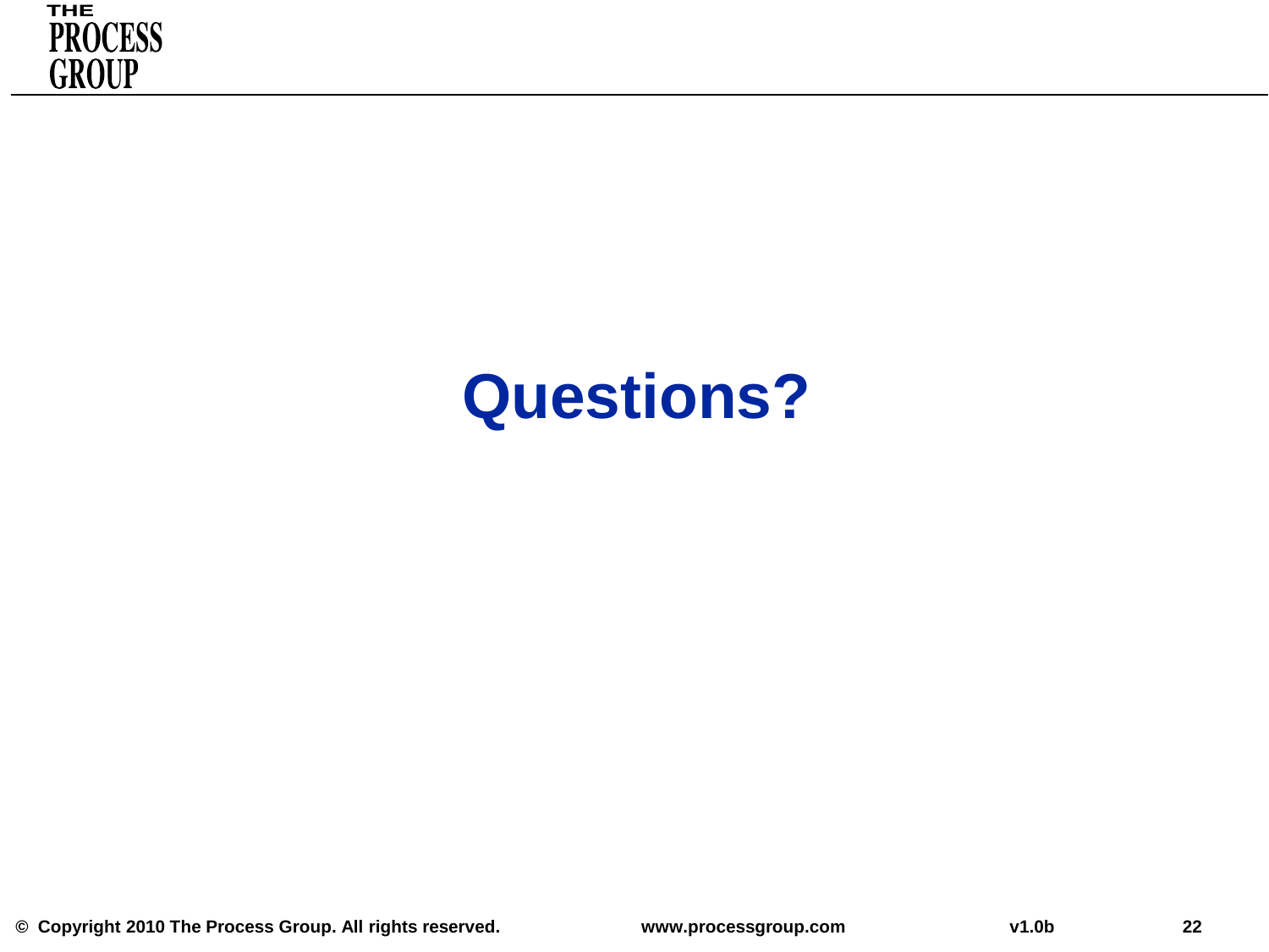# Questions?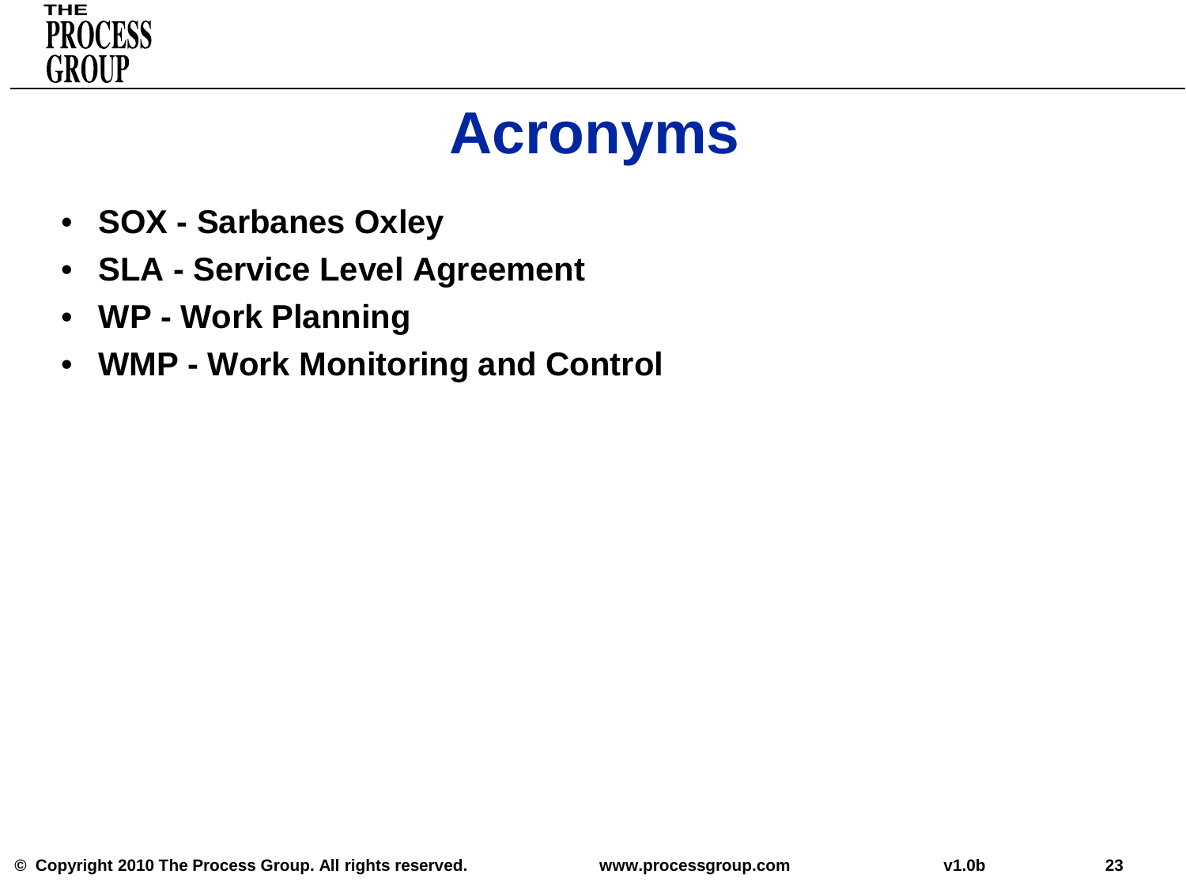# Acronyms

- **SOX - Sarbanes Oxley**
- **SLA - Service Level Agreement**
- **WP - Work Planning**
- **WMP - Work Monitoring and Control**